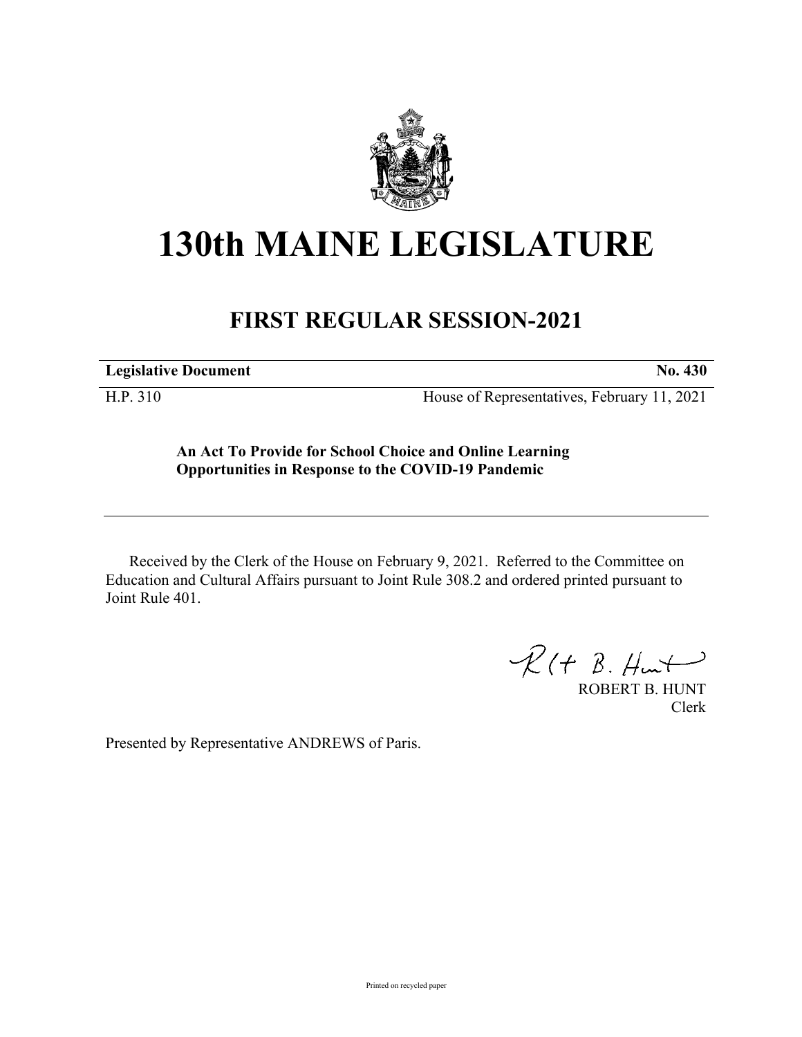# 130th MAINE LEGISLATURE

## FIRST REGULAR SESSION-2021

**Legislative Document** **No. 430**

H.P. 310 House of Representatives, February 11, 2021

**An Act To Provide for School Choice and Online Learning Opportunities in Response to the COVID-19 Pandemic**

Received by the Clerk of the House on February 9, 2021. Referred to the Committee on Education and Cultural Affairs pursuant to Joint Rule 308.2 and ordered printed pursuant to Joint Rule 401.

ROBERT B. HUNT
Clerk

Presented by Representative ANDREWS of Paris.

Printed on recycled paper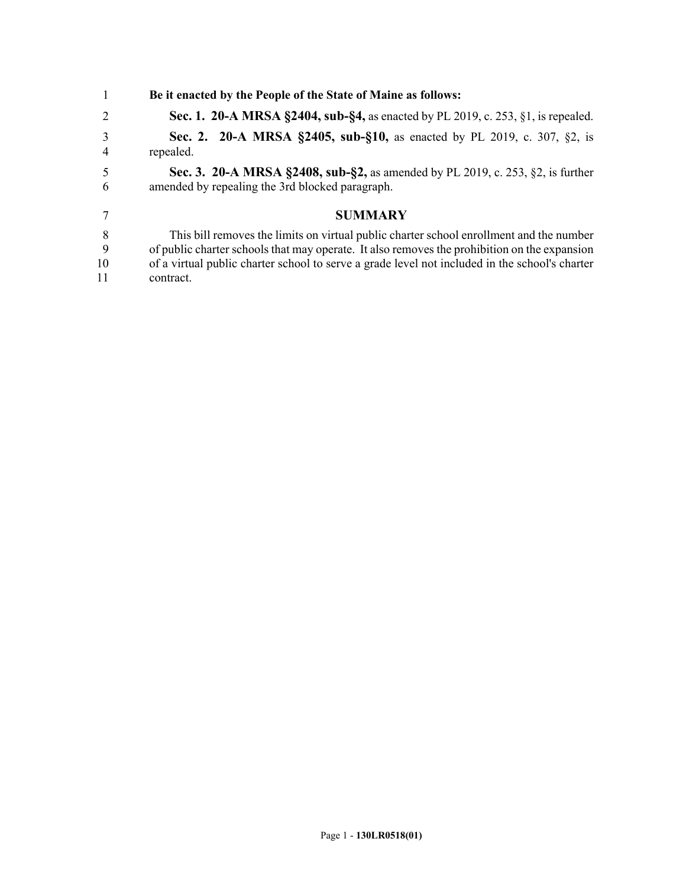**Be it enacted by the People of the State of Maine as follows:**

**Sec. 1. 20-A MRSA §2404, sub-§4,** as enacted by PL 2019, c. 253, §1, is repealed.

**Sec. 2. 20-A MRSA §2405, sub-§10,** as enacted by PL 2019, c. 307, §2, is repealed.

**Sec. 3. 20-A MRSA §2408, sub-§2,** as amended by PL 2019, c. 253, §2, is further amended by repealing the 3rd blocked paragraph.

## SUMMARY

This bill removes the limits on virtual public charter school enrollment and the number of public charter schools that may operate. It also removes the prohibition on the expansion of a virtual public charter school to serve a grade level not included in the school's charter contract.